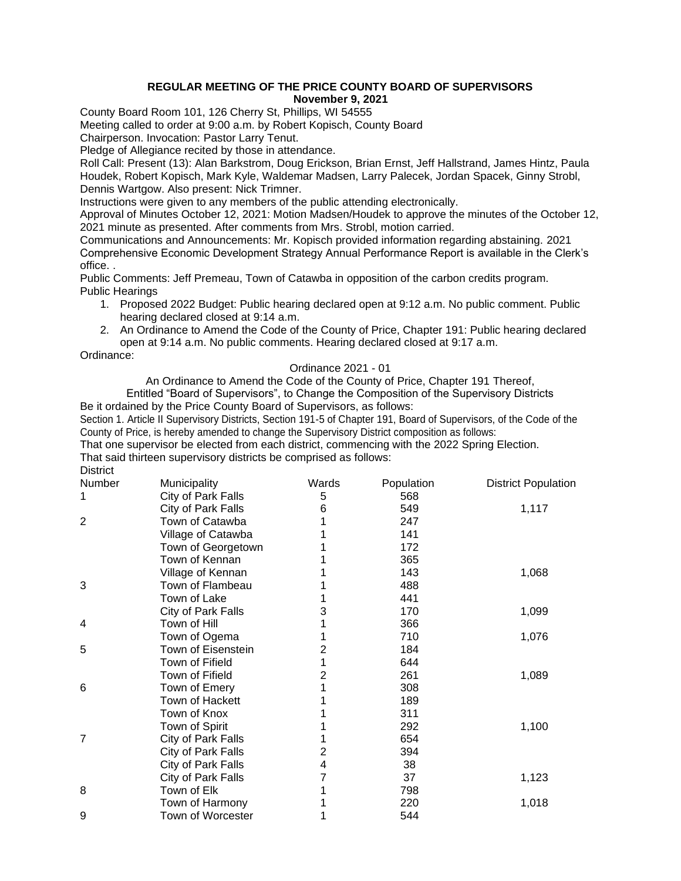**REGULAR MEETING OF THE PRICE COUNTY BOARD OF SUPERVISORS**
**November 9, 2021**

County Board Room 101, 126 Cherry St, Phillips, WI 54555

Meeting called to order at 9:00 a.m. by Robert Kopisch, County Board Chairperson. Invocation: Pastor Larry Tenut.

Pledge of Allegiance recited by those in attendance.

Roll Call: Present (13): Alan Barkstrom, Doug Erickson, Brian Ernst, Jeff Hallstrand, James Hintz, Paula Houdek, Robert Kopisch, Mark Kyle, Waldemar Madsen, Larry Palecek, Jordan Spacek, Ginny Strobl, Dennis Wartgow. Also present: Nick Trimner.

Instructions were given to any members of the public attending electronically.

Approval of Minutes October 12, 2021: Motion Madsen/Houdek to approve the minutes of the October 12, 2021 minute as presented. After comments from Mrs. Strobl, motion carried.

Communications and Announcements: Mr. Kopisch provided information regarding abstaining. 2021 Comprehensive Economic Development Strategy Annual Performance Report is available in the Clerk's office. .

Public Comments: Jeff Premeau, Town of Catawba in opposition of the carbon credits program.

Public Hearings

1. Proposed 2022 Budget: Public hearing declared open at 9:12 a.m. No public comment. Public hearing declared closed at 9:14 a.m.
2. An Ordinance to Amend the Code of the County of Price, Chapter 191: Public hearing declared open at 9:14 a.m. No public comments. Hearing declared closed at 9:17 a.m.

Ordinance:

Ordinance 2021 - 01

An Ordinance to Amend the Code of the County of Price, Chapter 191 Thereof, Entitled "Board of Supervisors", to Change the Composition of the Supervisory Districts

Be it ordained by the Price County Board of Supervisors, as follows:

Section 1. Article II Supervisory Districts, Section 191-5 of Chapter 191, Board of Supervisors, of the Code of the County of Price, is hereby amended to change the Supervisory District composition as follows:

That one supervisor be elected from each district, commencing with the 2022 Spring Election.

That said thirteen supervisory districts be comprised as follows:

| District Number | Municipality | Wards | Population | District Population |
|---|---|---|---|---|
| 1 | City of Park Falls | 5 | 568 | |
| | City of Park Falls | 6 | 549 | 1,117 |
| 2 | Town of Catawba | 1 | 247 | |
| | Village of Catawba | 1 | 141 | |
| | Town of Georgetown | 1 | 172 | |
| | Town of Kennan | 1 | 365 | |
| | Village of Kennan | 1 | 143 | 1,068 |
| 3 | Town of Flambeau | 1 | 488 | |
| | Town of Lake | 1 | 441 | |
| | City of Park Falls | 3 | 170 | 1,099 |
| 4 | Town of Hill | 1 | 366 | |
| | Town of Ogema | 1 | 710 | 1,076 |
| 5 | Town of Eisenstein | 2 | 184 | |
| | Town of Fifield | 1 | 644 | |
| | Town of Fifield | 2 | 261 | 1,089 |
| 6 | Town of Emery | 1 | 308 | |
| | Town of Hackett | 1 | 189 | |
| | Town of Knox | 1 | 311 | |
| | Town of Spirit | 1 | 292 | 1,100 |
| 7 | City of Park Falls | 1 | 654 | |
| | City of Park Falls | 2 | 394 | |
| | City of Park Falls | 4 | 38 | |
| | City of Park Falls | 7 | 37 | 1,123 |
| 8 | Town of Elk | 1 | 798 | |
| | Town of Harmony | 1 | 220 | 1,018 |
| 9 | Town of Worcester | 1 | 544 | |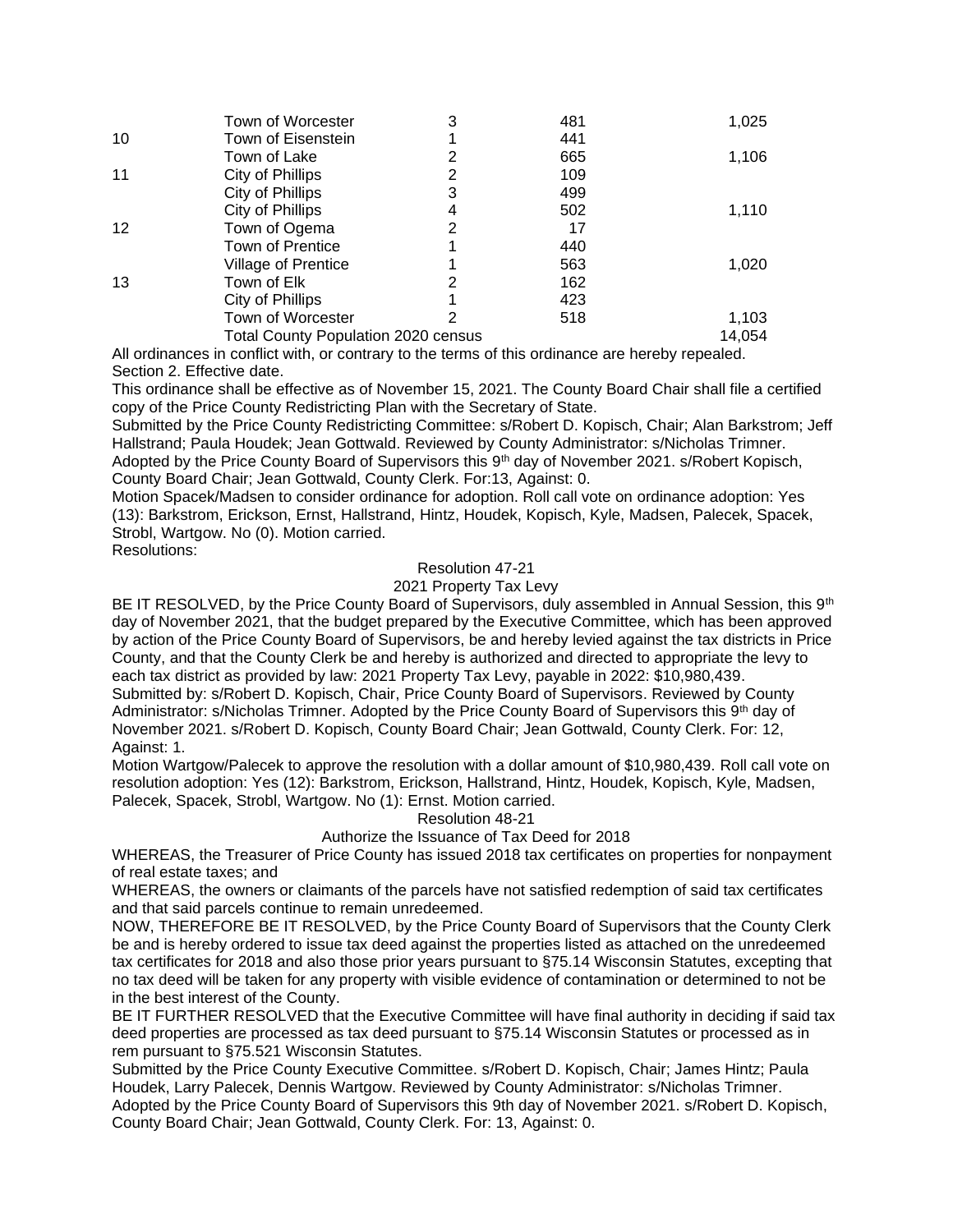| | | | | |
|---|---|---|---|---|
| | Town of Worcester | 3 | 481 | 1,025 |
| 10 | Town of Eisenstein | 1 | 441 | |
| | Town of Lake | 2 | 665 | 1,106 |
| 11 | City of Phillips | 2 | 109 | |
| | City of Phillips | 3 | 499 | |
| | City of Phillips | 4 | 502 | 1,110 |
| 12 | Town of Ogema | 2 | 17 | |
| | Town of Prentice | 1 | 440 | |
| | Village of Prentice | 1 | 563 | 1,020 |
| 13 | Town of Elk | 2 | 162 | |
| | City of Phillips | 1 | 423 | |
| | Town of Worcester | 2 | 518 | 1,103 |
| | Total County Population 2020 census | | | 14,054 |

All ordinances in conflict with, or contrary to the terms of this ordinance are hereby repealed.
Section 2. Effective date.
This ordinance shall be effective as of November 15, 2021. The County Board Chair shall file a certified copy of the Price County Redistricting Plan with the Secretary of State.
Submitted by the Price County Redistricting Committee: s/Robert D. Kopisch, Chair; Alan Barkstrom; Jeff Hallstrand; Paula Houdek; Jean Gottwald. Reviewed by County Administrator: s/Nicholas Trimner. Adopted by the Price County Board of Supervisors this 9th day of November 2021. s/Robert Kopisch, County Board Chair; Jean Gottwald, County Clerk. For:13, Against: 0.
Motion Spacek/Madsen to consider ordinance for adoption. Roll call vote on ordinance adoption: Yes (13): Barkstrom, Erickson, Ernst, Hallstrand, Hintz, Houdek, Kopisch, Kyle, Madsen, Palecek, Spacek, Strobl, Wartgow. No (0). Motion carried.
Resolutions:

Resolution 47-21
2021 Property Tax Levy

BE IT RESOLVED, by the Price County Board of Supervisors, duly assembled in Annual Session, this 9th day of November 2021, that the budget prepared by the Executive Committee, which has been approved by action of the Price County Board of Supervisors, be and hereby levied against the tax districts in Price County, and that the County Clerk be and hereby is authorized and directed to appropriate the levy to each tax district as provided by law: 2021 Property Tax Levy, payable in 2022: $10,980,439.
Submitted by: s/Robert D. Kopisch, Chair, Price County Board of Supervisors. Reviewed by County Administrator: s/Nicholas Trimner. Adopted by the Price County Board of Supervisors this 9th day of November 2021. s/Robert D. Kopisch, County Board Chair; Jean Gottwald, County Clerk. For: 12, Against: 1.
Motion Wartgow/Palecek to approve the resolution with a dollar amount of $10,980,439. Roll call vote on resolution adoption: Yes (12): Barkstrom, Erickson, Hallstrand, Hintz, Houdek, Kopisch, Kyle, Madsen, Palecek, Spacek, Strobl, Wartgow. No (1): Ernst. Motion carried.

Resolution 48-21
Authorize the Issuance of Tax Deed for 2018

WHEREAS, the Treasurer of Price County has issued 2018 tax certificates on properties for nonpayment of real estate taxes; and
WHEREAS, the owners or claimants of the parcels have not satisfied redemption of said tax certificates and that said parcels continue to remain unredeemed.
NOW, THEREFORE BE IT RESOLVED, by the Price County Board of Supervisors that the County Clerk be and is hereby ordered to issue tax deed against the properties listed as attached on the unredeemed tax certificates for 2018 and also those prior years pursuant to §75.14 Wisconsin Statutes, excepting that no tax deed will be taken for any property with visible evidence of contamination or determined to not be in the best interest of the County.
BE IT FURTHER RESOLVED that the Executive Committee will have final authority in deciding if said tax deed properties are processed as tax deed pursuant to §75.14 Wisconsin Statutes or processed as in rem pursuant to §75.521 Wisconsin Statutes.
Submitted by the Price County Executive Committee. s/Robert D. Kopisch, Chair; James Hintz; Paula Houdek, Larry Palecek, Dennis Wartgow. Reviewed by County Administrator: s/Nicholas Trimner. Adopted by the Price County Board of Supervisors this 9th day of November 2021. s/Robert D. Kopisch, County Board Chair; Jean Gottwald, County Clerk. For: 13, Against: 0.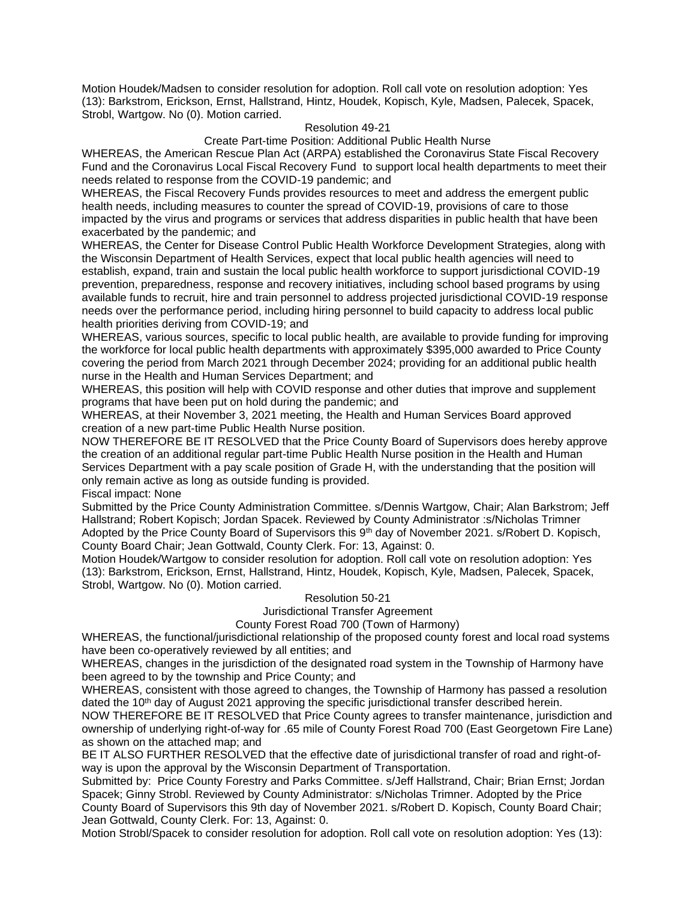Motion Houdek/Madsen to consider resolution for adoption. Roll call vote on resolution adoption: Yes (13): Barkstrom, Erickson, Ernst, Hallstrand, Hintz, Houdek, Kopisch, Kyle, Madsen, Palecek, Spacek, Strobl, Wartgow. No (0). Motion carried.

Resolution 49-21

Create Part-time Position: Additional Public Health Nurse

WHEREAS, the American Rescue Plan Act (ARPA) established the Coronavirus State Fiscal Recovery Fund and the Coronavirus Local Fiscal Recovery Fund to support local health departments to meet their needs related to response from the COVID-19 pandemic; and

WHEREAS, the Fiscal Recovery Funds provides resources to meet and address the emergent public health needs, including measures to counter the spread of COVID-19, provisions of care to those impacted by the virus and programs or services that address disparities in public health that have been exacerbated by the pandemic; and

WHEREAS, the Center for Disease Control Public Health Workforce Development Strategies, along with the Wisconsin Department of Health Services, expect that local public health agencies will need to establish, expand, train and sustain the local public health workforce to support jurisdictional COVID-19 prevention, preparedness, response and recovery initiatives, including school based programs by using available funds to recruit, hire and train personnel to address projected jurisdictional COVID-19 response needs over the performance period, including hiring personnel to build capacity to address local public health priorities deriving from COVID-19; and

WHEREAS, various sources, specific to local public health, are available to provide funding for improving the workforce for local public health departments with approximately $395,000 awarded to Price County covering the period from March 2021 through December 2024; providing for an additional public health nurse in the Health and Human Services Department; and

WHEREAS, this position will help with COVID response and other duties that improve and supplement programs that have been put on hold during the pandemic; and

WHEREAS, at their November 3, 2021 meeting, the Health and Human Services Board approved creation of a new part-time Public Health Nurse position.

NOW THEREFORE BE IT RESOLVED that the Price County Board of Supervisors does hereby approve the creation of an additional regular part-time Public Health Nurse position in the Health and Human Services Department with a pay scale position of Grade H, with the understanding that the position will only remain active as long as outside funding is provided.

Fiscal impact: None

Submitted by the Price County Administration Committee. s/Dennis Wartgow, Chair; Alan Barkstrom; Jeff Hallstrand; Robert Kopisch; Jordan Spacek. Reviewed by County Administrator :s/Nicholas Trimner Adopted by the Price County Board of Supervisors this 9th day of November 2021. s/Robert D. Kopisch, County Board Chair; Jean Gottwald, County Clerk. For: 13, Against: 0.

Motion Houdek/Wartgow to consider resolution for adoption. Roll call vote on resolution adoption: Yes (13): Barkstrom, Erickson, Ernst, Hallstrand, Hintz, Houdek, Kopisch, Kyle, Madsen, Palecek, Spacek, Strobl, Wartgow. No (0). Motion carried.

Resolution 50-21

Jurisdictional Transfer Agreement

County Forest Road 700 (Town of Harmony)

WHEREAS, the functional/jurisdictional relationship of the proposed county forest and local road systems have been co-operatively reviewed by all entities; and

WHEREAS, changes in the jurisdiction of the designated road system in the Township of Harmony have been agreed to by the township and Price County; and

WHEREAS, consistent with those agreed to changes, the Township of Harmony has passed a resolution dated the 10th day of August 2021 approving the specific jurisdictional transfer described herein.

NOW THEREFORE BE IT RESOLVED that Price County agrees to transfer maintenance, jurisdiction and ownership of underlying right-of-way for .65 mile of County Forest Road 700 (East Georgetown Fire Lane) as shown on the attached map; and

BE IT ALSO FURTHER RESOLVED that the effective date of jurisdictional transfer of road and right-of-way is upon the approval by the Wisconsin Department of Transportation.

Submitted by: Price County Forestry and Parks Committee. s/Jeff Hallstrand, Chair; Brian Ernst; Jordan Spacek; Ginny Strobl. Reviewed by County Administrator: s/Nicholas Trimner. Adopted by the Price County Board of Supervisors this 9th day of November 2021. s/Robert D. Kopisch, County Board Chair; Jean Gottwald, County Clerk. For: 13, Against: 0.

Motion Strobl/Spacek to consider resolution for adoption. Roll call vote on resolution adoption: Yes (13):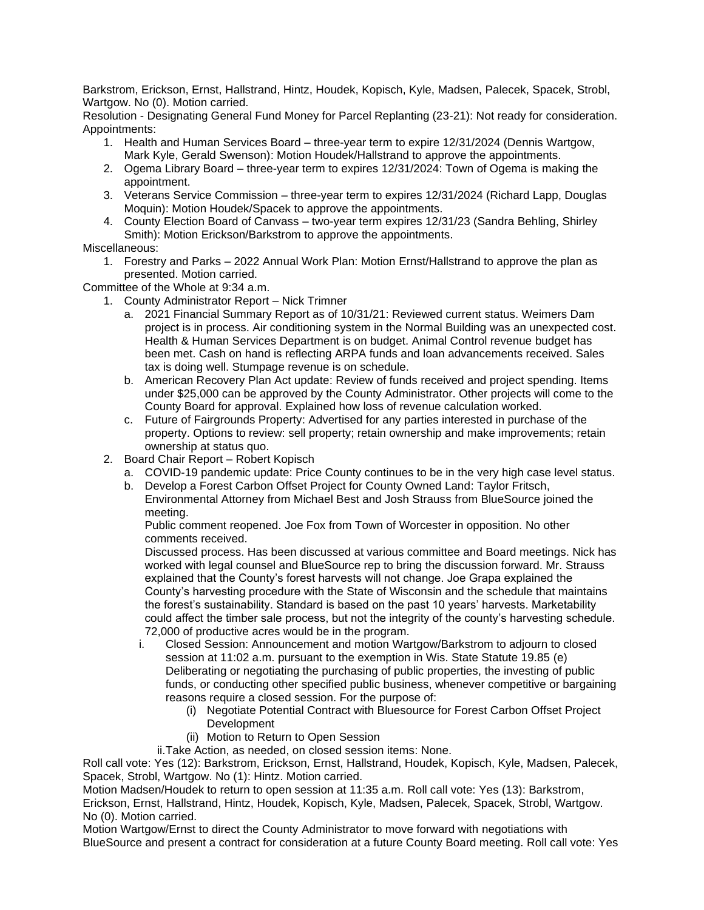Barkstrom, Erickson, Ernst, Hallstrand, Hintz, Houdek, Kopisch, Kyle, Madsen, Palecek, Spacek, Strobl, Wartgow. No (0). Motion carried.

Resolution - Designating General Fund Money for Parcel Replanting (23-21): Not ready for consideration.

Appointments:

1. Health and Human Services Board – three-year term to expire 12/31/2024 (Dennis Wartgow, Mark Kyle, Gerald Swenson): Motion Houdek/Hallstrand to approve the appointments.
2. Ogema Library Board – three-year term to expires 12/31/2024: Town of Ogema is making the appointment.
3. Veterans Service Commission – three-year term to expires 12/31/2024 (Richard Lapp, Douglas Moquin): Motion Houdek/Spacek to approve the appointments.
4. County Election Board of Canvass – two-year term expires 12/31/23 (Sandra Behling, Shirley Smith): Motion Erickson/Barkstrom to approve the appointments.

Miscellaneous:

1. Forestry and Parks – 2022 Annual Work Plan: Motion Ernst/Hallstrand to approve the plan as presented. Motion carried.

Committee of the Whole at 9:34 a.m.

1. County Administrator Report – Nick Trimner
   a. 2021 Financial Summary Report as of 10/31/21: Reviewed current status. Weimers Dam project is in process. Air conditioning system in the Normal Building was an unexpected cost. Health & Human Services Department is on budget. Animal Control revenue budget has been met. Cash on hand is reflecting ARPA funds and loan advancements received. Sales tax is doing well. Stumpage revenue is on schedule.
   b. American Recovery Plan Act update: Review of funds received and project spending. Items under $25,000 can be approved by the County Administrator. Other projects will come to the County Board for approval. Explained how loss of revenue calculation worked.
   c. Future of Fairgrounds Property: Advertised for any parties interested in purchase of the property. Options to review: sell property; retain ownership and make improvements; retain ownership at status quo.
2. Board Chair Report – Robert Kopisch
   a. COVID-19 pandemic update: Price County continues to be in the very high case level status.
   b. Develop a Forest Carbon Offset Project for County Owned Land: Taylor Fritsch, Environmental Attorney from Michael Best and Josh Strauss from BlueSource joined the meeting.

      Public comment reopened. Joe Fox from Town of Worcester in opposition. No other comments received.

      Discussed process. Has been discussed at various committee and Board meetings. Nick has worked with legal counsel and BlueSource rep to bring the discussion forward. Mr. Strauss explained that the County's forest harvests will not change. Joe Grapa explained the County's harvesting procedure with the State of Wisconsin and the schedule that maintains the forest's sustainability. Standard is based on the past 10 years' harvests. Marketability could affect the timber sale process, but not the integrity of the county's harvesting schedule. 72,000 of productive acres would be in the program.

      i. Closed Session: Announcement and motion Wartgow/Barkstrom to adjourn to closed session at 11:02 a.m. pursuant to the exemption in Wis. State Statute 19.85 (e) Deliberating or negotiating the purchasing of public properties, the investing of public funds, or conducting other specified public business, whenever competitive or bargaining reasons require a closed session. For the purpose of:
         (i) Negotiate Potential Contract with Bluesource for Forest Carbon Offset Project Development
         (ii) Motion to Return to Open Session

      ii. Take Action, as needed, on closed session items: None.

Roll call vote: Yes (12): Barkstrom, Erickson, Ernst, Hallstrand, Houdek, Kopisch, Kyle, Madsen, Palecek, Spacek, Strobl, Wartgow. No (1): Hintz. Motion carried.

Motion Madsen/Houdek to return to open session at 11:35 a.m. Roll call vote: Yes (13): Barkstrom, Erickson, Ernst, Hallstrand, Hintz, Houdek, Kopisch, Kyle, Madsen, Palecek, Spacek, Strobl, Wartgow. No (0). Motion carried.

Motion Wartgow/Ernst to direct the County Administrator to move forward with negotiations with BlueSource and present a contract for consideration at a future County Board meeting. Roll call vote: Yes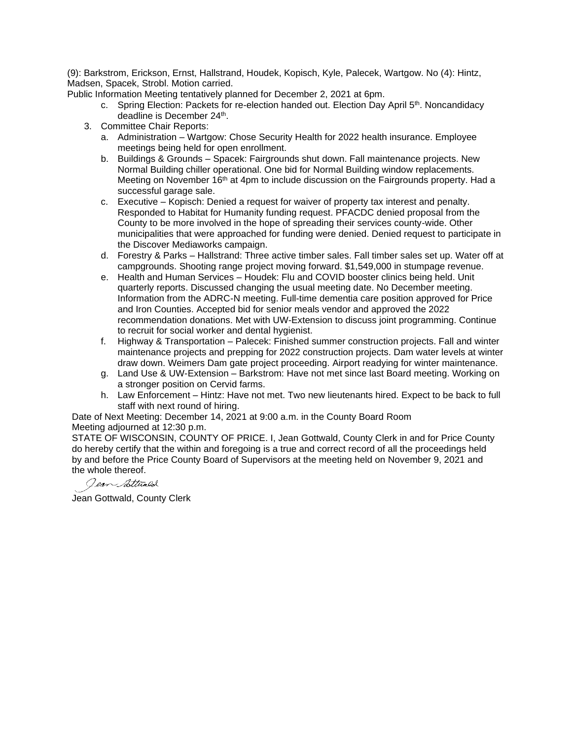(9): Barkstrom, Erickson, Ernst, Hallstrand, Houdek, Kopisch, Kyle, Palecek, Wartgow. No (4): Hintz, Madsen, Spacek, Strobl. Motion carried.

Public Information Meeting tentatively planned for December 2, 2021 at 6pm.

c. Spring Election: Packets for re-election handed out. Election Day April 5th. Noncandidacy deadline is December 24th.

3. Committee Chair Reports:
   a. Administration – Wartgow: Chose Security Health for 2022 health insurance. Employee meetings being held for open enrollment.
   b. Buildings & Grounds – Spacek: Fairgrounds shut down. Fall maintenance projects. New Normal Building chiller operational. One bid for Normal Building window replacements. Meeting on November 16th at 4pm to include discussion on the Fairgrounds property. Had a successful garage sale.
   c. Executive – Kopisch: Denied a request for waiver of property tax interest and penalty. Responded to Habitat for Humanity funding request. PFACDC denied proposal from the County to be more involved in the hope of spreading their services county-wide. Other municipalities that were approached for funding were denied. Denied request to participate in the Discover Mediaworks campaign.
   d. Forestry & Parks – Hallstrand: Three active timber sales. Fall timber sales set up. Water off at campgrounds. Shooting range project moving forward. $1,549,000 in stumpage revenue.
   e. Health and Human Services – Houdek: Flu and COVID booster clinics being held. Unit quarterly reports. Discussed changing the usual meeting date. No December meeting. Information from the ADRC-N meeting. Full-time dementia care position approved for Price and Iron Counties. Accepted bid for senior meals vendor and approved the 2022 recommendation donations. Met with UW-Extension to discuss joint programming. Continue to recruit for social worker and dental hygienist.
   f. Highway & Transportation – Palecek: Finished summer construction projects. Fall and winter maintenance projects and prepping for 2022 construction projects. Dam water levels at winter draw down. Weimers Dam gate project proceeding. Airport readying for winter maintenance.
   g. Land Use & UW-Extension – Barkstrom: Have not met since last Board meeting. Working on a stronger position on Cervid farms.
   h. Law Enforcement – Hintz: Have not met. Two new lieutenants hired. Expect to be back to full staff with next round of hiring.

Date of Next Meeting: December 14, 2021 at 9:00 a.m. in the County Board Room

Meeting adjourned at 12:30 p.m.

STATE OF WISCONSIN, COUNTY OF PRICE. I, Jean Gottwald, County Clerk in and for Price County do hereby certify that the within and foregoing is a true and correct record of all the proceedings held by and before the Price County Board of Supervisors at the meeting held on November 9, 2021 and the whole thereof.

Jean Gottwald

Jean Gottwald, County Clerk